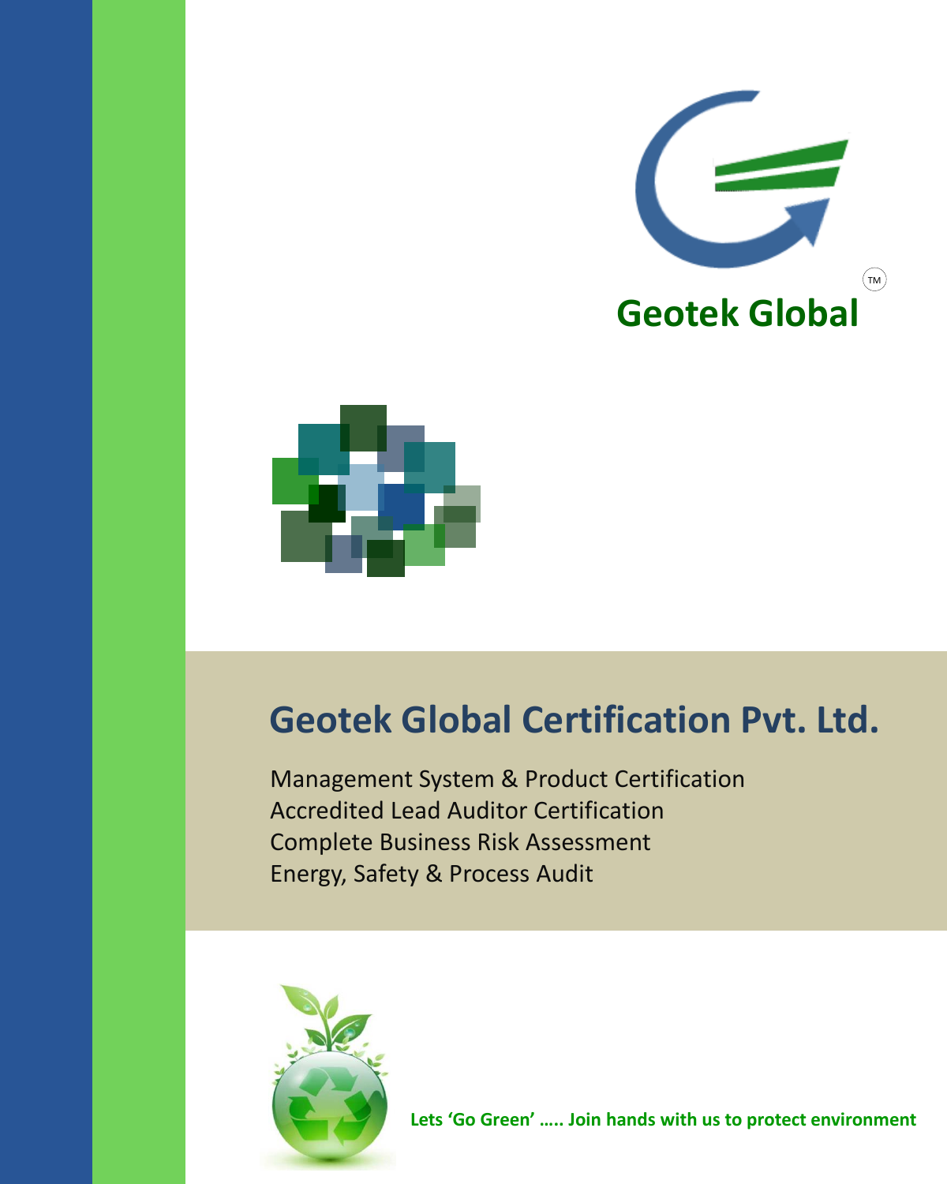Geotek Global™

# Geotek Global Certification Pvt. Ltd.

Management System & Product Certification
Accredited Lead Auditor Certification
Complete Business Risk Assessment
Energy, Safety & Process Audit

**Lets 'Go Green' ….. Join hands with us to protect environment**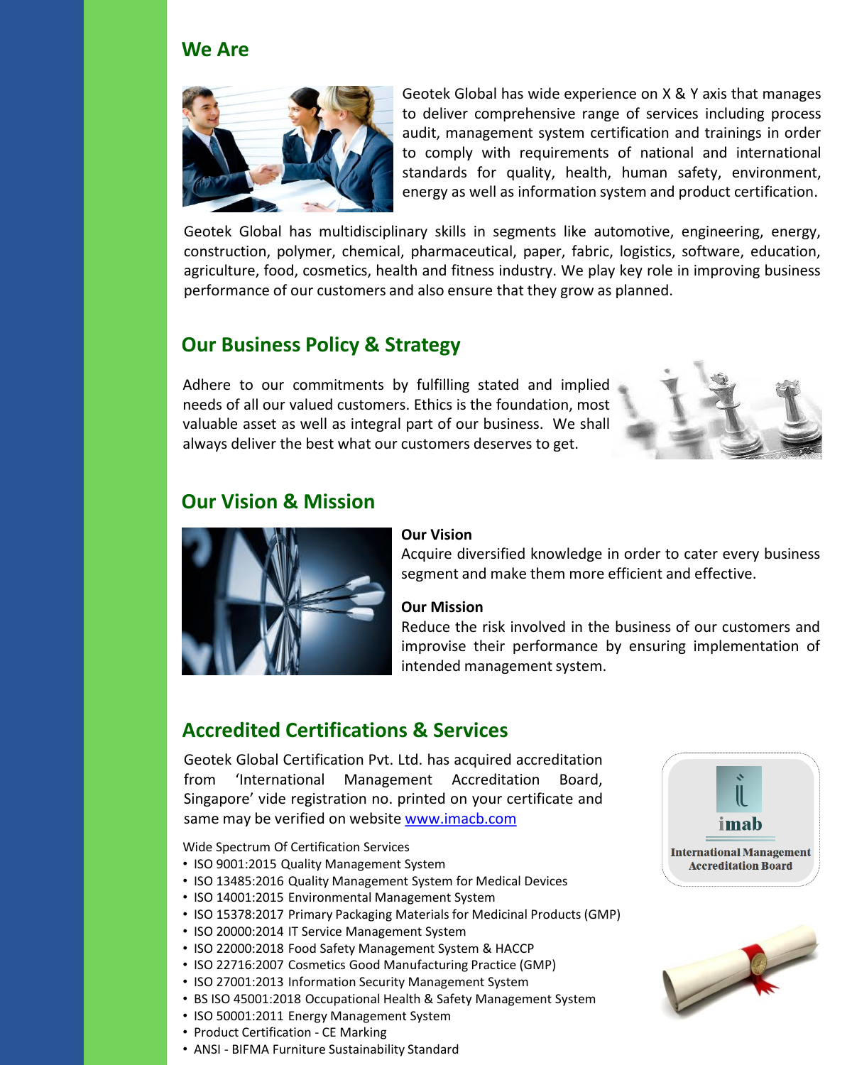## We Are

Geotek Global has wide experience on X & Y axis that manages to deliver comprehensive range of services including process audit, management system certification and trainings in order to comply with requirements of national and international standards for quality, health, human safety, environment, energy as well as information system and product certification.

Geotek Global has multidisciplinary skills in segments like automotive, engineering, energy, construction, polymer, chemical, pharmaceutical, paper, fabric, logistics, software, education, agriculture, food, cosmetics, health and fitness industry. We play key role in improving business performance of our customers and also ensure that they grow as planned.

## Our Business Policy & Strategy

Adhere to our commitments by fulfilling stated and implied needs of all our valued customers. Ethics is the foundation, most valuable asset as well as integral part of our business. We shall always deliver the best what our customers deserves to get.

## Our Vision & Mission

**Our Vision**

Acquire diversified knowledge in order to cater every business segment and make them more efficient and effective.

**Our Mission**

Reduce the risk involved in the business of our customers and improvise their performance by ensuring implementation of intended management system.

## Accredited Certifications & Services

Geotek Global Certification Pvt. Ltd. has acquired accreditation from 'International Management Accreditation Board, Singapore' vide registration no. printed on your certificate and same may be verified on website www.imacb.com

imab
International Management Accreditation Board

Wide Spectrum Of Certification Services

- ISO 9001:2015 Quality Management System
- ISO 13485:2016 Quality Management System for Medical Devices
- ISO 14001:2015 Environmental Management System
- ISO 15378:2017 Primary Packaging Materials for Medicinal Products (GMP)
- ISO 20000:2014 IT Service Management System
- ISO 22000:2018 Food Safety Management System & HACCP
- ISO 22716:2007 Cosmetics Good Manufacturing Practice (GMP)
- ISO 27001:2013 Information Security Management System
- BS ISO 45001:2018 Occupational Health & Safety Management System
- ISO 50001:2011 Energy Management System
- Product Certification - CE Marking
- ANSI - BIFMA Furniture Sustainability Standard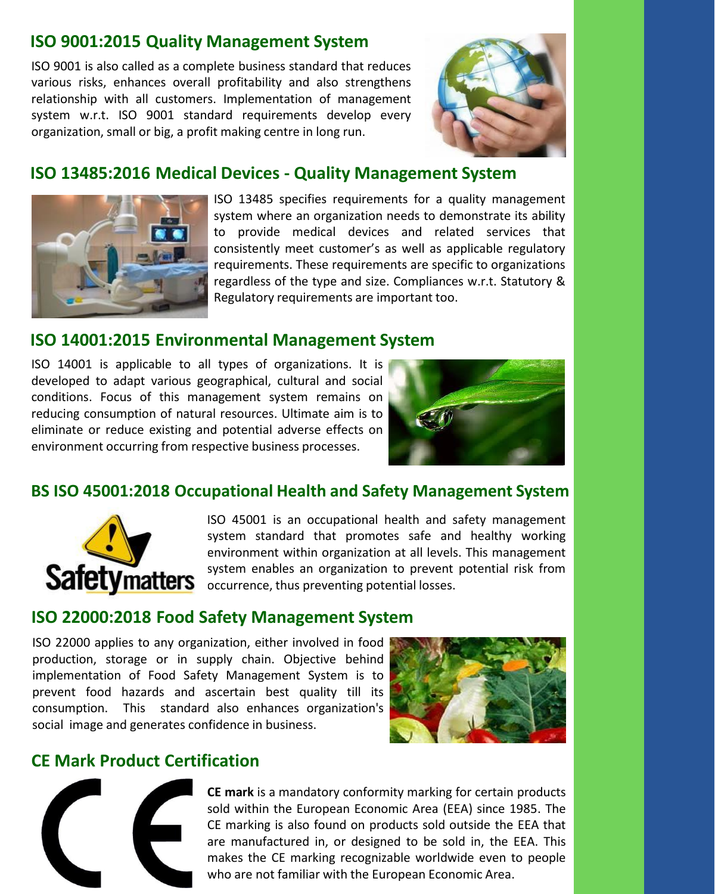## ISO 9001:2015 Quality Management System

ISO 9001 is also called as a complete business standard that reduces various risks, enhances overall profitability and also strengthens relationship with all customers. Implementation of management system w.r.t. ISO 9001 standard requirements develop every organization, small or big, a profit making centre in long run.

## ISO 13485:2016 Medical Devices - Quality Management System

ISO 13485 specifies requirements for a quality management system where an organization needs to demonstrate its ability to provide medical devices and related services that consistently meet customer's as well as applicable regulatory requirements. These requirements are specific to organizations regardless of the type and size. Compliances w.r.t. Statutory & Regulatory requirements are important too.

## ISO 14001:2015 Environmental Management System

ISO 14001 is applicable to all types of organizations. It is developed to adapt various geographical, cultural and social conditions. Focus of this management system remains on reducing consumption of natural resources. Ultimate aim is to eliminate or reduce existing and potential adverse effects on environment occurring from respective business processes.

## BS ISO 45001:2018 Occupational Health and Safety Management System

ISO 45001 is an occupational health and safety management system standard that promotes safe and healthy working environment within organization at all levels. This management system enables an organization to prevent potential risk from occurrence, thus preventing potential losses.

## ISO 22000:2018 Food Safety Management System

ISO 22000 applies to any organization, either involved in food production, storage or in supply chain. Objective behind implementation of Food Safety Management System is to prevent food hazards and ascertain best quality till its consumption. This standard also enhances organization's social image and generates confidence in business.

## CE Mark Product Certification

**CE mark** is a mandatory conformity marking for certain products sold within the European Economic Area (EEA) since 1985. The CE marking is also found on products sold outside the EEA that are manufactured in, or designed to be sold in, the EEA. This makes the CE marking recognizable worldwide even to people who are not familiar with the European Economic Area.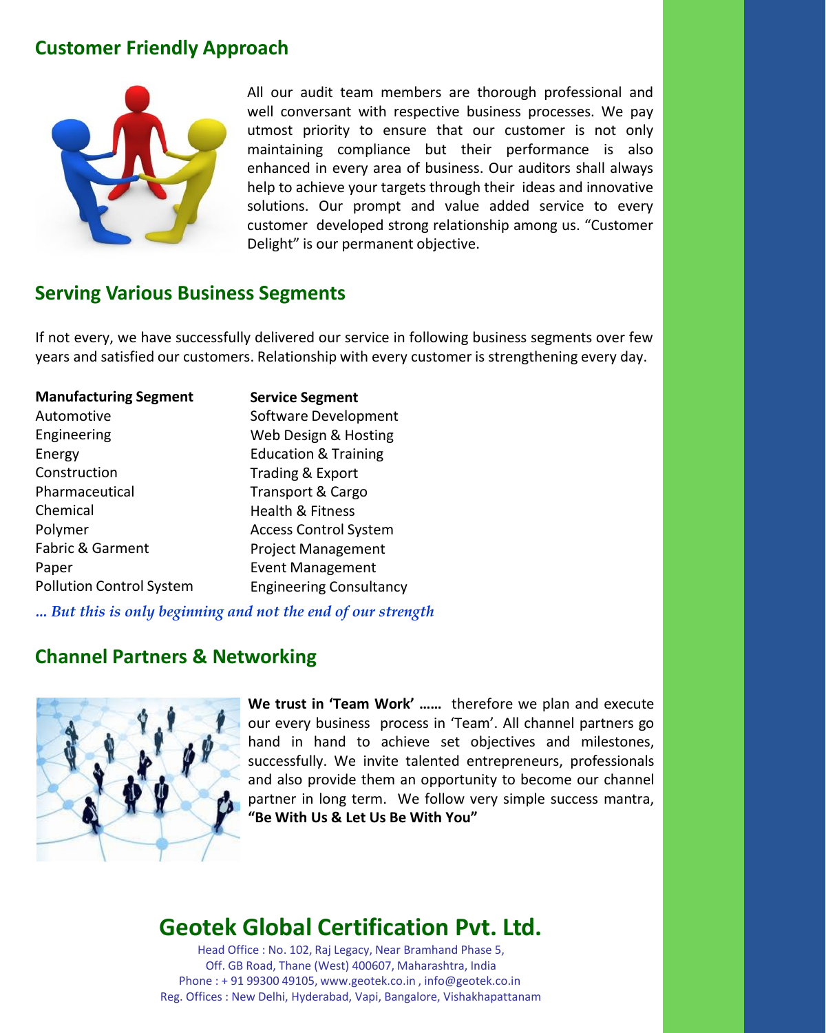## Customer Friendly Approach

All our audit team members are thorough professional and well conversant with respective business processes. We pay utmost priority to ensure that our customer is not only maintaining compliance but their performance is also enhanced in every area of business. Our auditors shall always help to achieve your targets through their ideas and innovative solutions. Our prompt and value added service to every customer developed strong relationship among us. "Customer Delight" is our permanent objective.

## Serving Various Business Segments

If not every, we have successfully delivered our service in following business segments over few years and satisfied our customers. Relationship with every customer is strengthening every day.

| **Manufacturing Segment** | **Service Segment** |
|---|---|
| Automotive | Software Development |
| Engineering | Web Design & Hosting |
| Energy | Education & Training |
| Construction | Trading & Export |
| Pharmaceutical | Transport & Cargo |
| Chemical | Health & Fitness |
| Polymer | Access Control System |
| Fabric & Garment | Project Management |
| Paper | Event Management |
| Pollution Control System | Engineering Consultancy |

***... But this is only beginning and not the end of our strength***

## Channel Partners & Networking

**We trust in 'Team Work' ……** therefore we plan and execute our every business process in 'Team'. All channel partners go hand in hand to achieve set objectives and milestones, successfully. We invite talented entrepreneurs, professionals and also provide them an opportunity to become our channel partner in long term. We follow very simple success mantra, **"Be With Us & Let Us Be With You"**

# Geotek Global Certification Pvt. Ltd.

Head Office : No. 102, Raj Legacy, Near Bramhand Phase 5,
Off. GB Road, Thane (West) 400607, Maharashtra, India
Phone : + 91 99300 49105, www.geotek.co.in , info@geotek.co.in
Reg. Offices : New Delhi, Hyderabad, Vapi, Bangalore, Vishakhapattanam